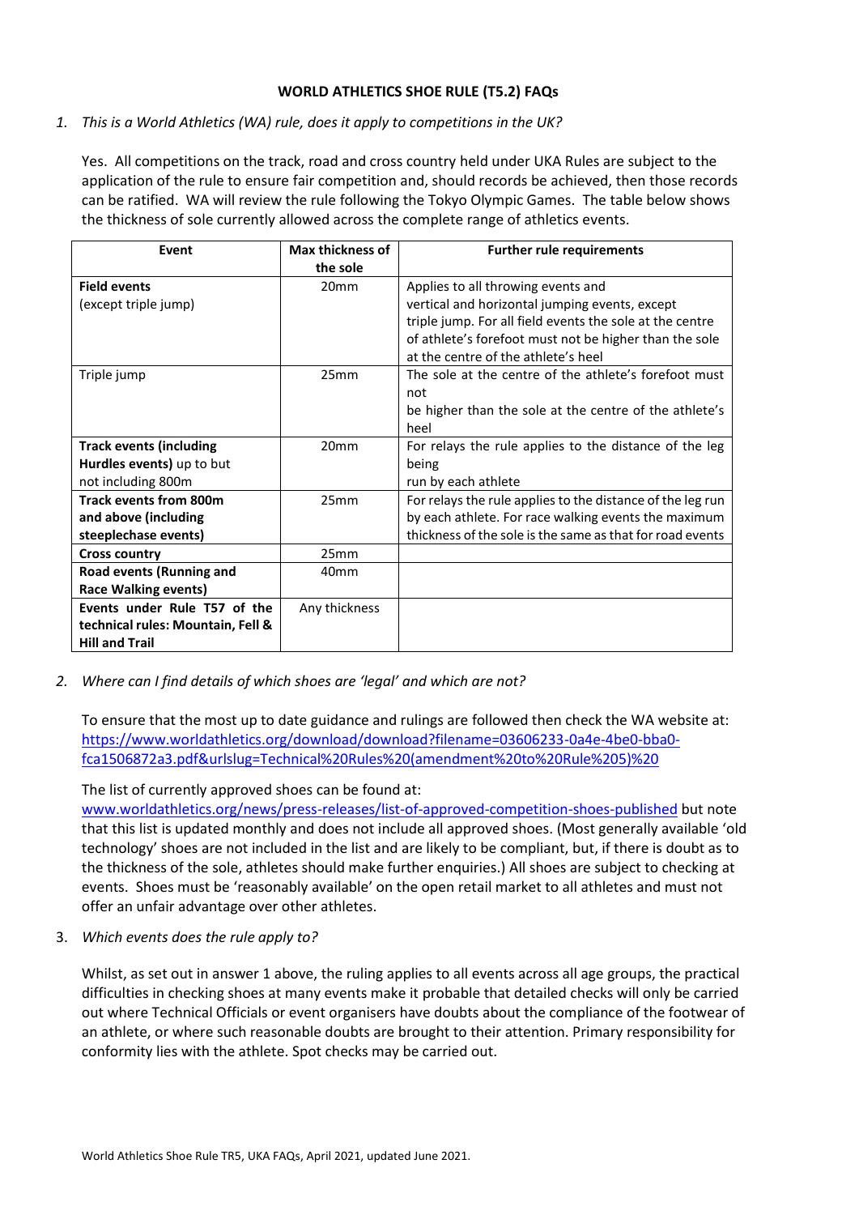**WORLD ATHLETICS SHOE RULE (T5.2) FAQs**

1. *This is a World Athletics (WA) rule, does it apply to competitions in the UK?*

   Yes. All competitions on the track, road and cross country held under UKA Rules are subject to the application of the rule to ensure fair competition and, should records be achieved, then those records can be ratified. WA will review the rule following the Tokyo Olympic Games. The table below shows the thickness of sole currently allowed across the complete range of athletics events.

| Event | Max thickness of the sole | Further rule requirements |
|---|---|---|
| **Field events** (except triple jump) | 20mm | Applies to all throwing events and vertical and horizontal jumping events, except triple jump. For all field events the sole at the centre of athlete's forefoot must not be higher than the sole at the centre of the athlete's heel |
| Triple jump | 25mm | The sole at the centre of the athlete's forefoot must not be higher than the sole at the centre of the athlete's heel |
| **Track events (including Hurdles events)** up to but not including 800m | 20mm | For relays the rule applies to the distance of the leg being run by each athlete |
| **Track events from 800m and above (including steeplechase events)** | 25mm | For relays the rule applies to the distance of the leg run by each athlete. For race walking events the maximum thickness of the sole is the same as that for road events |
| **Cross country** | 25mm | |
| **Road events (Running and Race Walking events)** | 40mm | |
| **Events under Rule T57 of the technical rules: Mountain, Fell & Hill and Trail** | Any thickness | |

2. *Where can I find details of which shoes are 'legal' and which are not?*

   To ensure that the most up to date guidance and rulings are followed then check the WA website at: https://www.worldathletics.org/download/download?filename=03606233-0a4e-4be0-bba0-fca1506872a3.pdf&urlslug=Technical%20Rules%20(amendment%20to%20Rule%205)%20

   The list of currently approved shoes can be found at: www.worldathletics.org/news/press-releases/list-of-approved-competition-shoes-published but note that this list is updated monthly and does not include all approved shoes. (Most generally available 'old technology' shoes are not included in the list and are likely to be compliant, but, if there is doubt as to the thickness of the sole, athletes should make further enquiries.) All shoes are subject to checking at events. Shoes must be 'reasonably available' on the open retail market to all athletes and must not offer an unfair advantage over other athletes.

3. *Which events does the rule apply to?*

   Whilst, as set out in answer 1 above, the ruling applies to all events across all age groups, the practical difficulties in checking shoes at many events make it probable that detailed checks will only be carried out where Technical Officials or event organisers have doubts about the compliance of the footwear of an athlete, or where such reasonable doubts are brought to their attention. Primary responsibility for conformity lies with the athlete. Spot checks may be carried out.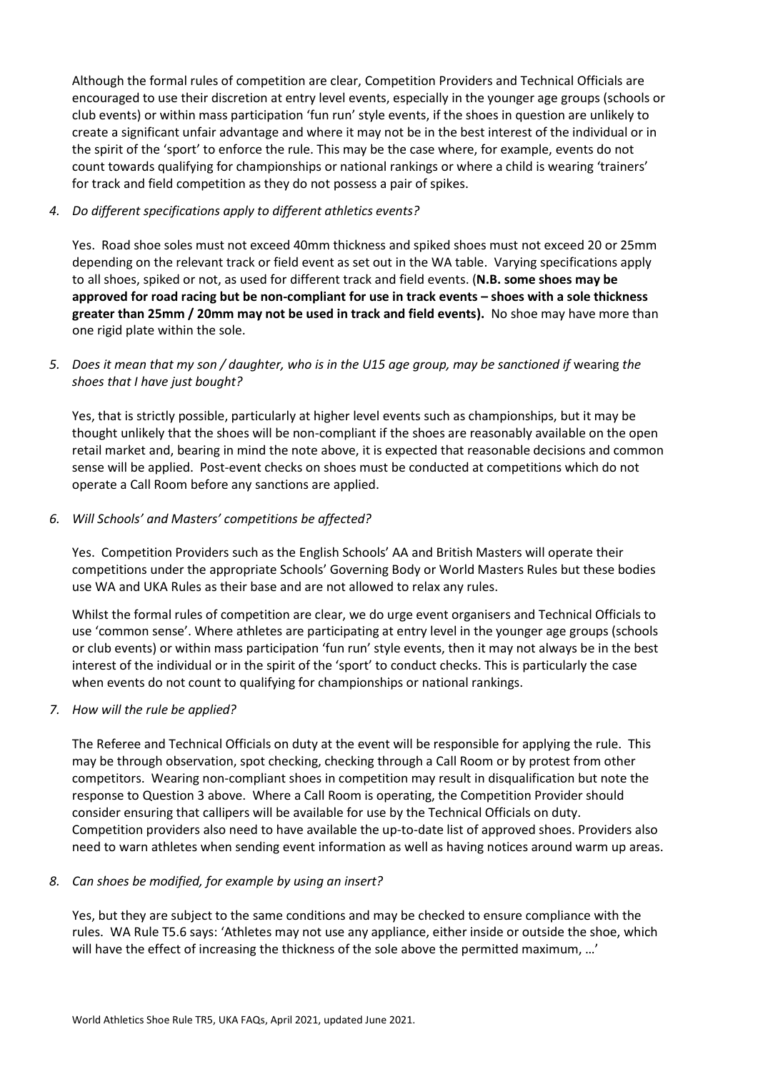Although the formal rules of competition are clear, Competition Providers and Technical Officials are encouraged to use their discretion at entry level events, especially in the younger age groups (schools or club events) or within mass participation 'fun run' style events, if the shoes in question are unlikely to create a significant unfair advantage and where it may not be in the best interest of the individual or in the spirit of the 'sport' to enforce the rule. This may be the case where, for example, events do not count towards qualifying for championships or national rankings or where a child is wearing 'trainers' for track and field competition as they do not possess a pair of spikes.

4. *Do different specifications apply to different athletics events?*

   Yes. Road shoe soles must not exceed 40mm thickness and spiked shoes must not exceed 20 or 25mm depending on the relevant track or field event as set out in the WA table. Varying specifications apply to all shoes, spiked or not, as used for different track and field events. (**N.B. some shoes may be approved for road racing but be non-compliant for use in track events – shoes with a sole thickness greater than 25mm / 20mm may not be used in track and field events).** No shoe may have more than one rigid plate within the sole.

5. *Does it mean that my son / daughter, who is in the U15 age group, may be sanctioned if* wearing *the shoes that I have just bought?*

   Yes, that is strictly possible, particularly at higher level events such as championships, but it may be thought unlikely that the shoes will be non-compliant if the shoes are reasonably available on the open retail market and, bearing in mind the note above, it is expected that reasonable decisions and common sense will be applied. Post-event checks on shoes must be conducted at competitions which do not operate a Call Room before any sanctions are applied.

6. *Will Schools' and Masters' competitions be affected?*

   Yes. Competition Providers such as the English Schools' AA and British Masters will operate their competitions under the appropriate Schools' Governing Body or World Masters Rules but these bodies use WA and UKA Rules as their base and are not allowed to relax any rules.

   Whilst the formal rules of competition are clear, we do urge event organisers and Technical Officials to use 'common sense'. Where athletes are participating at entry level in the younger age groups (schools or club events) or within mass participation 'fun run' style events, then it may not always be in the best interest of the individual or in the spirit of the 'sport' to conduct checks. This is particularly the case when events do not count to qualifying for championships or national rankings.

7. *How will the rule be applied?*

   The Referee and Technical Officials on duty at the event will be responsible for applying the rule. This may be through observation, spot checking, checking through a Call Room or by protest from other competitors. Wearing non-compliant shoes in competition may result in disqualification but note the response to Question 3 above. Where a Call Room is operating, the Competition Provider should consider ensuring that callipers will be available for use by the Technical Officials on duty. Competition providers also need to have available the up-to-date list of approved shoes. Providers also need to warn athletes when sending event information as well as having notices around warm up areas.

8. *Can shoes be modified, for example by using an insert?*

   Yes, but they are subject to the same conditions and may be checked to ensure compliance with the rules. WA Rule T5.6 says: 'Athletes may not use any appliance, either inside or outside the shoe, which will have the effect of increasing the thickness of the sole above the permitted maximum, …'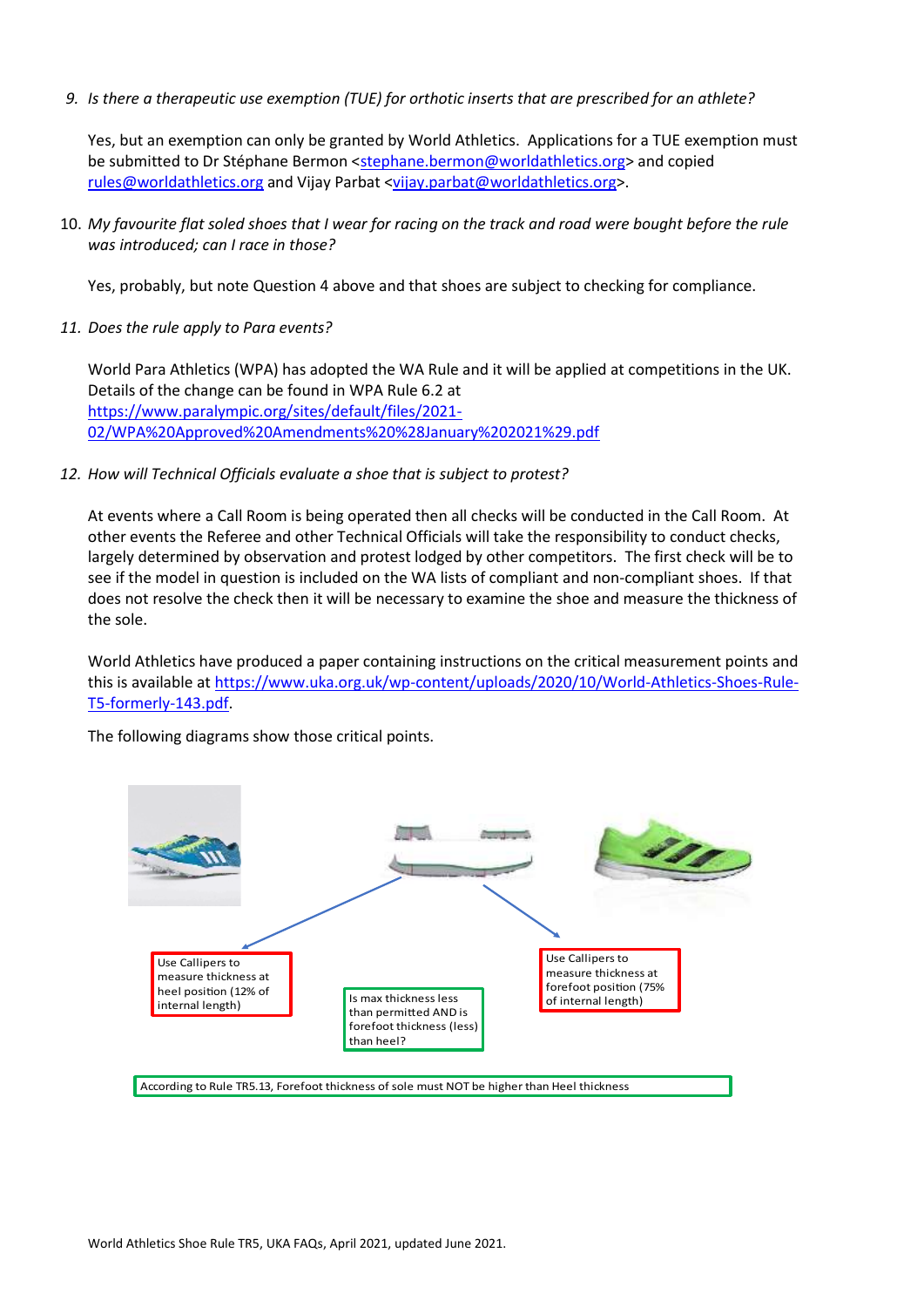9. *Is there a therapeutic use exemption (TUE) for orthotic inserts that are prescribed for an athlete?*

   Yes, but an exemption can only be granted by World Athletics. Applications for a TUE exemption must be submitted to Dr Stéphane Bermon <stephane.bermon@worldathletics.org> and copied rules@worldathletics.org and Vijay Parbat <vijay.parbat@worldathletics.org>.

10. *My favourite flat soled shoes that I wear for racing on the track and road were bought before the rule was introduced; can I race in those?*

    Yes, probably, but note Question 4 above and that shoes are subject to checking for compliance.

11. *Does the rule apply to Para events?*

    World Para Athletics (WPA) has adopted the WA Rule and it will be applied at competitions in the UK. Details of the change can be found in WPA Rule 6.2 at https://www.paralympic.org/sites/default/files/2021-02/WPA%20Approved%20Amendments%20%28January%202021%29.pdf

12. *How will Technical Officials evaluate a shoe that is subject to protest?*

    At events where a Call Room is being operated then all checks will be conducted in the Call Room. At other events the Referee and other Technical Officials will take the responsibility to conduct checks, largely determined by observation and protest lodged by other competitors. The first check will be to see if the model in question is included on the WA lists of compliant and non-compliant shoes. If that does not resolve the check then it will be necessary to examine the shoe and measure the thickness of the sole.

    World Athletics have produced a paper containing instructions on the critical measurement points and this is available at https://www.uka.org.uk/wp-content/uploads/2020/10/World-Athletics-Shoes-Rule-T5-formerly-143.pdf.

    The following diagrams show those critical points.

Use Callipers to measure thickness at heel position (12% of internal length)

Is max thickness less than permitted AND is forefoot thickness (less) than heel?

Use Callipers to measure thickness at forefoot position (75% of internal length)

According to Rule TR5.13, Forefoot thickness of sole must NOT be higher than Heel thickness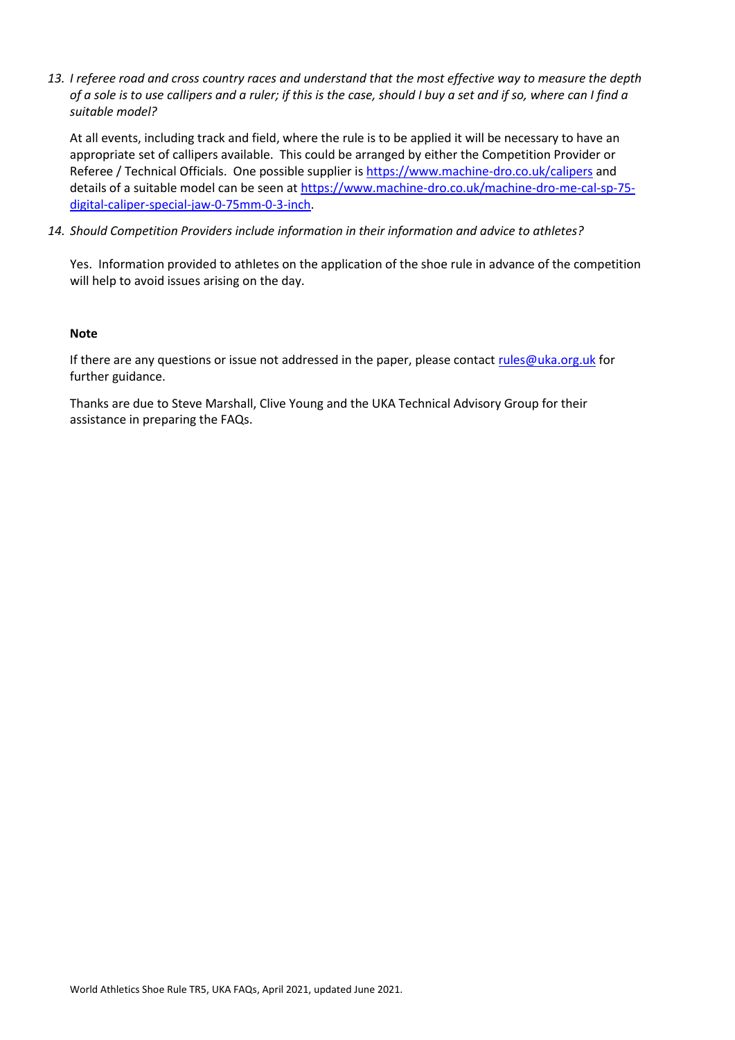13. *I referee road and cross country races and understand that the most effective way to measure the depth of a sole is to use callipers and a ruler; if this is the case, should I buy a set and if so, where can I find a suitable model?*

    At all events, including track and field, where the rule is to be applied it will be necessary to have an appropriate set of callipers available. This could be arranged by either the Competition Provider or Referee / Technical Officials. One possible supplier is https://www.machine-dro.co.uk/calipers and details of a suitable model can be seen at https://www.machine-dro.co.uk/machine-dro-me-cal-sp-75-digital-caliper-special-jaw-0-75mm-0-3-inch.

14. *Should Competition Providers include information in their information and advice to athletes?*

    Yes. Information provided to athletes on the application of the shoe rule in advance of the competition will help to avoid issues arising on the day.

**Note**

If there are any questions or issue not addressed in the paper, please contact rules@uka.org.uk for further guidance.

Thanks are due to Steve Marshall, Clive Young and the UKA Technical Advisory Group for their assistance in preparing the FAQs.

World Athletics Shoe Rule TR5, UKA FAQs, April 2021, updated June 2021.